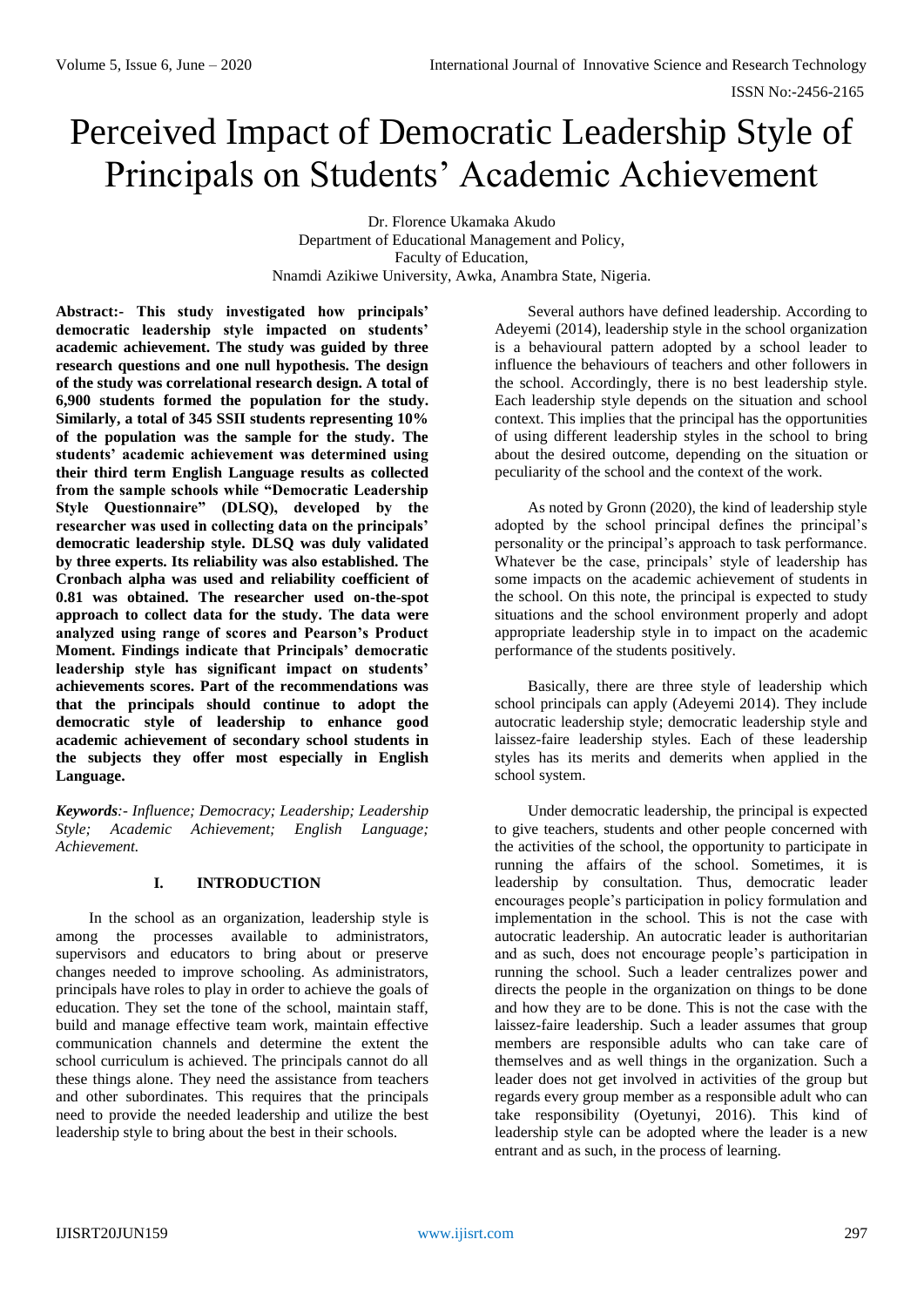# Perceived Impact of Democratic Leadership Style of Principals on Students' Academic Achievement

Dr. Florence Ukamaka Akudo
Department of Educational Management and Policy,
Faculty of Education,
Nnamdi Azikiwe University, Awka, Anambra State, Nigeria.

**Abstract:- This study investigated how principals' democratic leadership style impacted on students' academic achievement. The study was guided by three research questions and one null hypothesis. The design of the study was correlational research design. A total of 6,900 students formed the population for the study. Similarly, a total of 345 SSII students representing 10% of the population was the sample for the study. The students' academic achievement was determined using their third term English Language results as collected from the sample schools while "Democratic Leadership Style Questionnaire" (DLSQ), developed by the researcher was used in collecting data on the principals' democratic leadership style. DLSQ was duly validated by three experts. Its reliability was also established. The Cronbach alpha was used and reliability coefficient of 0.81 was obtained. The researcher used on-the-spot approach to collect data for the study. The data were analyzed using range of scores and Pearson's Product Moment. Findings indicate that Principals' democratic leadership style has significant impact on students' achievements scores. Part of the recommendations was that the principals should continue to adopt the democratic style of leadership to enhance good academic achievement of secondary school students in the subjects they offer most especially in English Language.**

***Keywords**:- Influence; Democracy; Leadership; Leadership Style; Academic Achievement; English Language; Achievement.*

## I. INTRODUCTION

In the school as an organization, leadership style is among the processes available to administrators, supervisors and educators to bring about or preserve changes needed to improve schooling. As administrators, principals have roles to play in order to achieve the goals of education. They set the tone of the school, maintain staff, build and manage effective team work, maintain effective communication channels and determine the extent the school curriculum is achieved. The principals cannot do all these things alone. They need the assistance from teachers and other subordinates. This requires that the principals need to provide the needed leadership and utilize the best leadership style to bring about the best in their schools.

Several authors have defined leadership. According to Adeyemi (2014), leadership style in the school organization is a behavioural pattern adopted by a school leader to influence the behaviours of teachers and other followers in the school. Accordingly, there is no best leadership style. Each leadership style depends on the situation and school context. This implies that the principal has the opportunities of using different leadership styles in the school to bring about the desired outcome, depending on the situation or peculiarity of the school and the context of the work.

As noted by Gronn (2020), the kind of leadership style adopted by the school principal defines the principal's personality or the principal's approach to task performance. Whatever be the case, principals' style of leadership has some impacts on the academic achievement of students in the school. On this note, the principal is expected to study situations and the school environment properly and adopt appropriate leadership style in to impact on the academic performance of the students positively.

Basically, there are three style of leadership which school principals can apply (Adeyemi 2014). They include autocratic leadership style; democratic leadership style and laissez-faire leadership styles. Each of these leadership styles has its merits and demerits when applied in the school system.

Under democratic leadership, the principal is expected to give teachers, students and other people concerned with the activities of the school, the opportunity to participate in running the affairs of the school. Sometimes, it is leadership by consultation. Thus, democratic leader encourages people's participation in policy formulation and implementation in the school. This is not the case with autocratic leadership. An autocratic leader is authoritarian and as such, does not encourage people's participation in running the school. Such a leader centralizes power and directs the people in the organization on things to be done and how they are to be done. This is not the case with the laissez-faire leadership. Such a leader assumes that group members are responsible adults who can take care of themselves and as well things in the organization. Such a leader does not get involved in activities of the group but regards every group member as a responsible adult who can take responsibility (Oyetunyi, 2016). This kind of leadership style can be adopted where the leader is a new entrant and as such, in the process of learning.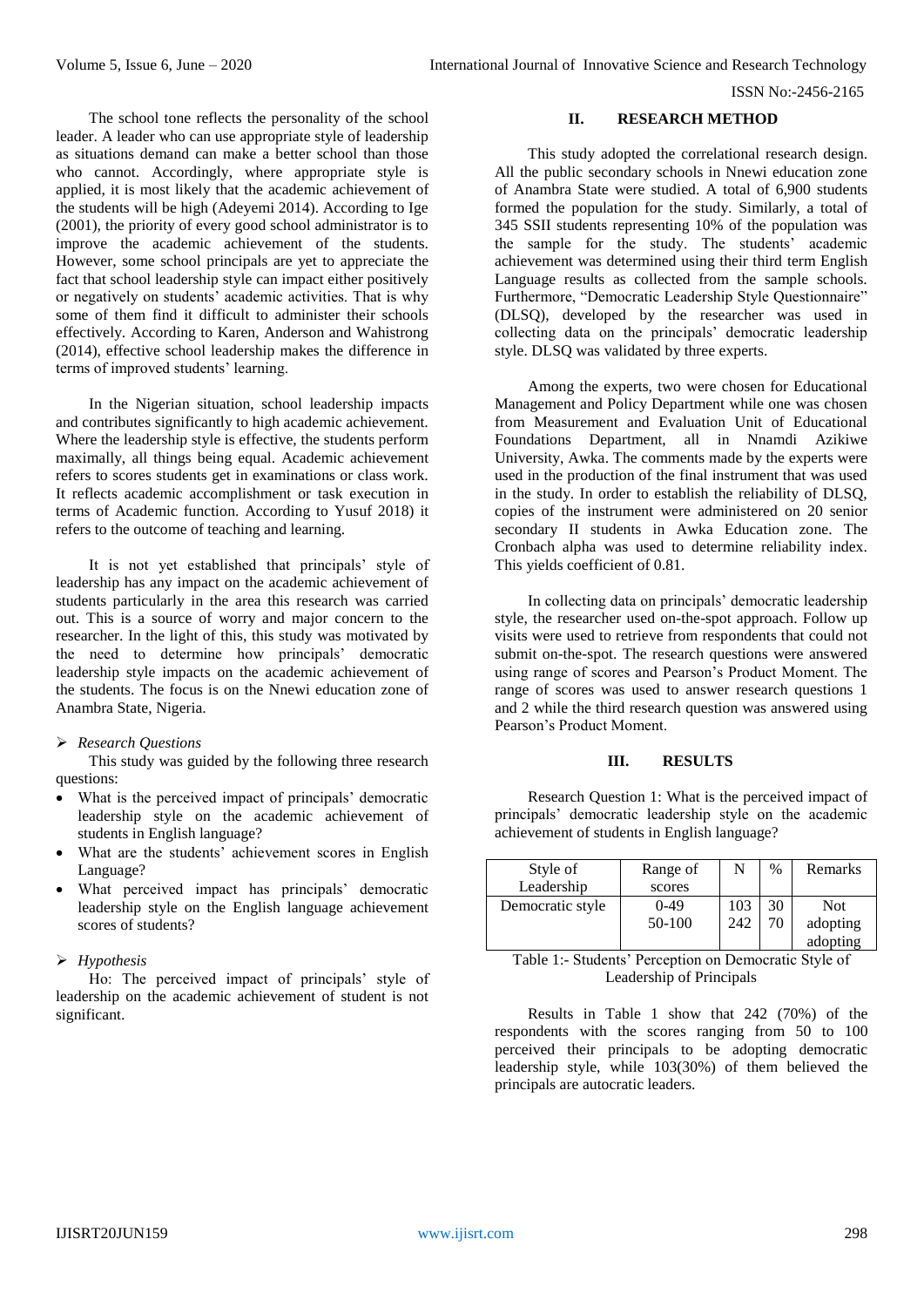The school tone reflects the personality of the school leader. A leader who can use appropriate style of leadership as situations demand can make a better school than those who cannot. Accordingly, where appropriate style is applied, it is most likely that the academic achievement of the students will be high (Adeyemi 2014). According to Ige (2001), the priority of every good school administrator is to improve the academic achievement of the students. However, some school principals are yet to appreciate the fact that school leadership style can impact either positively or negatively on students' academic activities. That is why some of them find it difficult to administer their schools effectively. According to Karen, Anderson and Wahistrong (2014), effective school leadership makes the difference in terms of improved students' learning.

In the Nigerian situation, school leadership impacts and contributes significantly to high academic achievement. Where the leadership style is effective, the students perform maximally, all things being equal. Academic achievement refers to scores students get in examinations or class work. It reflects academic accomplishment or task execution in terms of Academic function. According to Yusuf 2018) it refers to the outcome of teaching and learning.

It is not yet established that principals' style of leadership has any impact on the academic achievement of students particularly in the area this research was carried out. This is a source of worry and major concern to the researcher. In the light of this, this study was motivated by the need to determine how principals' democratic leadership style impacts on the academic achievement of the students. The focus is on the Nnewi education zone of Anambra State, Nigeria.

➢ *Research Questions*

This study was guided by the following three research questions:

- What is the perceived impact of principals' democratic leadership style on the academic achievement of students in English language?
- What are the students' achievement scores in English Language?
- What perceived impact has principals' democratic leadership style on the English language achievement scores of students?

➢ *Hypothesis*

Ho: The perceived impact of principals' style of leadership on the academic achievement of student is not significant.

## II. RESEARCH METHOD

This study adopted the correlational research design. All the public secondary schools in Nnewi education zone of Anambra State were studied. A total of 6,900 students formed the population for the study. Similarly, a total of 345 SSII students representing 10% of the population was the sample for the study. The students' academic achievement was determined using their third term English Language results as collected from the sample schools. Furthermore, "Democratic Leadership Style Questionnaire" (DLSQ), developed by the researcher was used in collecting data on the principals' democratic leadership style. DLSQ was validated by three experts.

Among the experts, two were chosen for Educational Management and Policy Department while one was chosen from Measurement and Evaluation Unit of Educational Foundations Department, all in Nnamdi Azikiwe University, Awka. The comments made by the experts were used in the production of the final instrument that was used in the study. In order to establish the reliability of DLSQ, copies of the instrument were administered on 20 senior secondary II students in Awka Education zone. The Cronbach alpha was used to determine reliability index. This yields coefficient of 0.81.

In collecting data on principals' democratic leadership style, the researcher used on-the-spot approach. Follow up visits were used to retrieve from respondents that could not submit on-the-spot. The research questions were answered using range of scores and Pearson's Product Moment. The range of scores was used to answer research questions 1 and 2 while the third research question was answered using Pearson's Product Moment.

## III. RESULTS

Research Question 1: What is the perceived impact of principals' democratic leadership style on the academic achievement of students in English language?

| Style of Leadership | Range of scores | N | % | Remarks |
|---|---|---|---|---|
| Democratic style | 0-49<br>50-100 | 103<br>242 | 30<br>70 | Not adopting<br>adopting |

Table 1:- Students' Perception on Democratic Style of Leadership of Principals

Results in Table 1 show that 242 (70%) of the respondents with the scores ranging from 50 to 100 perceived their principals to be adopting democratic leadership style, while 103(30%) of them believed the principals are autocratic leaders.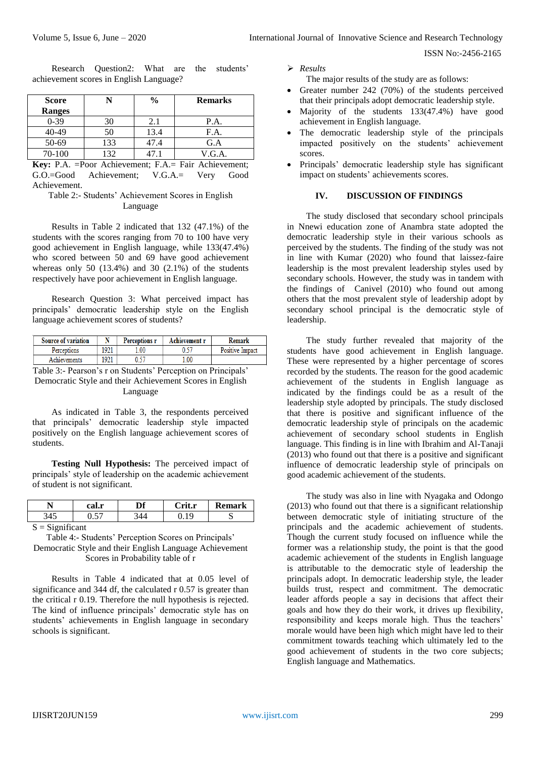Research Question2: What are the students' achievement scores in English Language?

| Score Ranges | N | % | Remarks |
|---|---|---|---|
| 0-39 | 30 | 2.1 | P.A. |
| 40-49 | 50 | 13.4 | F.A. |
| 50-69 | 133 | 47.4 | G.A |
| 70-100 | 132 | 47.1 | V.G.A. |

**Key:** P.A. =Poor Achievement; F.A.= Fair Achievement; G.O.=Good Achievement; V.G.A.= Very Good Achievement.

Table 2:- Students' Achievement Scores in English Language

Results in Table 2 indicated that 132 (47.1%) of the students with the scores ranging from 70 to 100 have very good achievement in English language, while 133(47.4%) who scored between 50 and 69 have good achievement whereas only 50 (13.4%) and 30 (2.1%) of the students respectively have poor achievement in English language.

Research Question 3: What perceived impact has principals' democratic leadership style on the English language achievement scores of students?

| Source of variation | N | Perceptions r | Achievement r | Remark |
|---|---|---|---|---|
| Perceptions | 1921 | 1.00 | 0.57 | Positive Impact |
| Achievements | 1921 | 0.57 | 1.00 | |

Table 3:- Pearson's r on Students' Perception on Principals' Democratic Style and their Achievement Scores in English Language

As indicated in Table 3, the respondents perceived that principals' democratic leadership style impacted positively on the English language achievement scores of students.

**Testing Null Hypothesis:** The perceived impact of principals' style of leadership on the academic achievement of student is not significant.

| N | cal.r | Df | Crit.r | Remark |
|---|---|---|---|---|
| 345 | 0.57 | 344 | 0.19 | S |

S = Significant

Table 4:- Students' Perception Scores on Principals' Democratic Style and their English Language Achievement Scores in Probability table of r

Results in Table 4 indicated that at 0.05 level of significance and 344 df, the calculated r 0.57 is greater than the critical r 0.19. Therefore the null hypothesis is rejected. The kind of influence principals' democratic style has on students' achievements in English language in secondary schools is significant.

- *Results*

The major results of the study are as follows:

- Greater number 242 (70%) of the students perceived that their principals adopt democratic leadership style.
- Majority of the students 133(47.4%) have good achievement in English language.
- The democratic leadership style of the principals impacted positively on the students' achievement scores.
- Principals' democratic leadership style has significant impact on students' achievements scores.

## IV. DISCUSSION OF FINDINGS

The study disclosed that secondary school principals in Nnewi education zone of Anambra state adopted the democratic leadership style in their various schools as perceived by the students. The finding of the study was not in line with Kumar (2020) who found that laissez-faire leadership is the most prevalent leadership styles used by secondary schools. However, the study was in tandem with the findings of Canivel (2010) who found out among others that the most prevalent style of leadership adopt by secondary school principal is the democratic style of leadership.

The study further revealed that majority of the students have good achievement in English language. These were represented by a higher percentage of scores recorded by the students. The reason for the good academic achievement of the students in English language as indicated by the findings could be as a result of the leadership style adopted by principals. The study disclosed that there is positive and significant influence of the democratic leadership style of principals on the academic achievement of secondary school students in English language. This finding is in line with Ibrahim and Al-Tanaji (2013) who found out that there is a positive and significant influence of democratic leadership style of principals on good academic achievement of the students.

The study was also in line with Nyagaka and Odongo (2013) who found out that there is a significant relationship between democratic style of initiating structure of the principals and the academic achievement of students. Though the current study focused on influence while the former was a relationship study, the point is that the good academic achievement of the students in English language is attributable to the democratic style of leadership the principals adopt. In democratic leadership style, the leader builds trust, respect and commitment. The democratic leader affords people a say in decisions that affect their goals and how they do their work, it drives up flexibility, responsibility and keeps morale high. Thus the teachers' morale would have been high which might have led to their commitment towards teaching which ultimately led to the good achievement of students in the two core subjects; English language and Mathematics.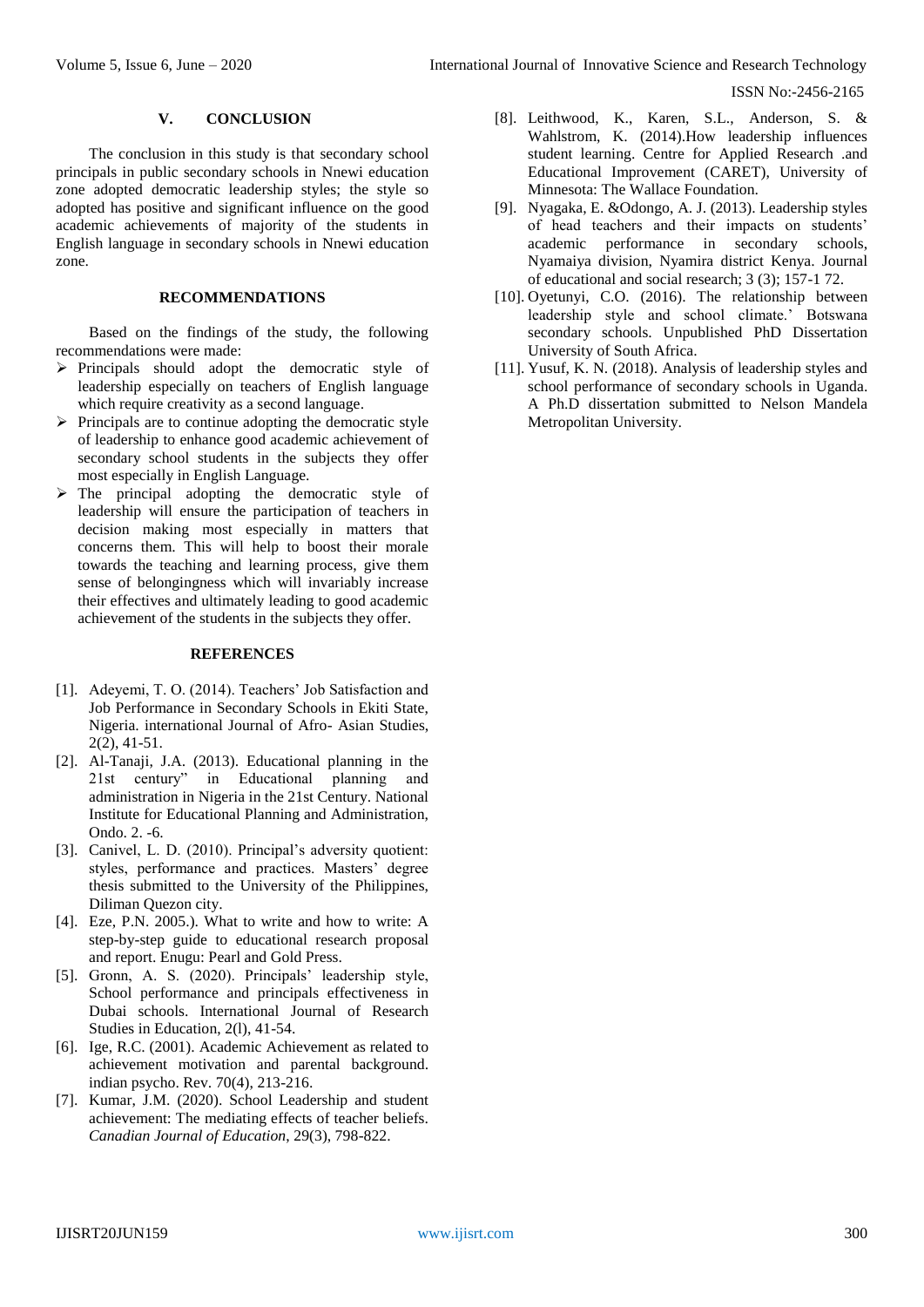## V. CONCLUSION

The conclusion in this study is that secondary school principals in public secondary schools in Nnewi education zone adopted democratic leadership styles; the style so adopted has positive and significant influence on the good academic achievements of majority of the students in English language in secondary schools in Nnewi education zone.

## RECOMMENDATIONS

Based on the findings of the study, the following recommendations were made:

- Principals should adopt the democratic style of leadership especially on teachers of English language which require creativity as a second language.
- Principals are to continue adopting the democratic style of leadership to enhance good academic achievement of secondary school students in the subjects they offer most especially in English Language.
- The principal adopting the democratic style of leadership will ensure the participation of teachers in decision making most especially in matters that concerns them. This will help to boost their morale towards the teaching and learning process, give them sense of belongingness which will invariably increase their effectives and ultimately leading to good academic achievement of the students in the subjects they offer.

## REFERENCES

[1]. Adeyemi, T. O. (2014). Teachers' Job Satisfaction and Job Performance in Secondary Schools in Ekiti State, Nigeria. international Journal of Afro- Asian Studies, 2(2), 41-51.

[2]. Al-Tanaji, J.A. (2013). Educational planning in the 21st century" in Educational planning and administration in Nigeria in the 21st Century. National Institute for Educational Planning and Administration, Ondo. 2. -6.

[3]. Canivel, L. D. (2010). Principal's adversity quotient: styles, performance and practices. Masters' degree thesis submitted to the University of the Philippines, Diliman Quezon city.

[4]. Eze, P.N. 2005.). What to write and how to write: A step-by-step guide to educational research proposal and report. Enugu: Pearl and Gold Press.

[5]. Gronn, A. S. (2020). Principals' leadership style, School performance and principals effectiveness in Dubai schools. International Journal of Research Studies in Education, 2(l), 41-54.

[6]. Ige, R.C. (2001). Academic Achievement as related to achievement motivation and parental background. indian psycho. Rev. 70(4), 213-216.

[7]. Kumar, J.M. (2020). School Leadership and student achievement: The mediating effects of teacher beliefs. *Canadian Journal of Education*, 29(3), 798-822.

[8]. Leithwood, K., Karen, S.L., Anderson, S. & Wahlstrom, K. (2014).How leadership influences student learning. Centre for Applied Research .and Educational Improvement (CARET), University of Minnesota: The Wallace Foundation.

[9]. Nyagaka, E. &Odongo, A. J. (2013). Leadership styles of head teachers and their impacts on students' academic performance in secondary schools, Nyamaiya division, Nyamira district Kenya. Journal of educational and social research; 3 (3); 157-1 72.

[10]. Oyetunyi, C.O. (2016). The relationship between leadership style and school climate.' Botswana secondary schools. Unpublished PhD Dissertation University of South Africa.

[11]. Yusuf, K. N. (2018). Analysis of leadership styles and school performance of secondary schools in Uganda. A Ph.D dissertation submitted to Nelson Mandela Metropolitan University.